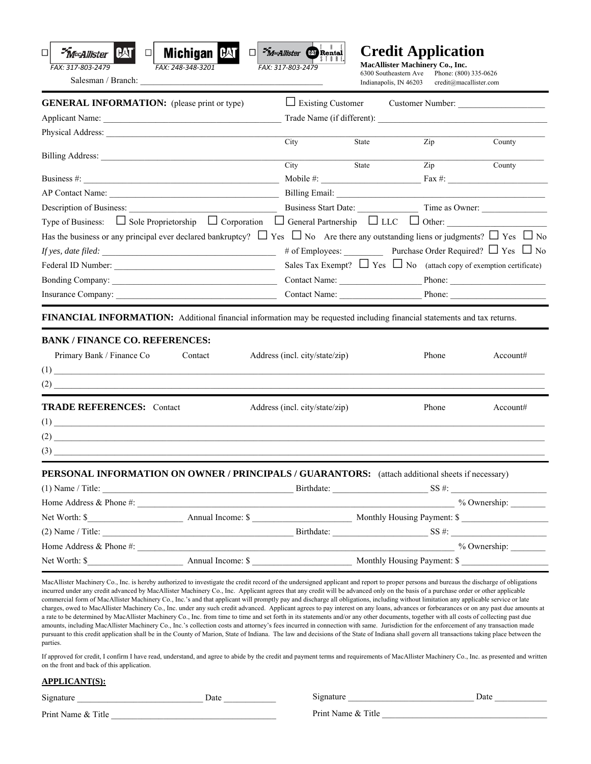☐ MacAllister CAT FAX: 317-803-2479 ☐ Michigan CAT FAX: 248-348-3201 ☐ MacAllister CAT The Rental Store FAX: 317-803-2479

Salesman / Branch: ___________________________________________

# Credit Application

**MacAllister Machinery Co., Inc.**
6300 Southeastern Ave Phone: (800) 335-0626
Indianapolis, IN 46203 credit@macallister.com

---

**GENERAL INFORMATION:** (please print or type) ☐ Existing Customer Customer Number: ____________________

Applicant Name: ______________________________________ Trade Name (if different): ____________________________________

Physical Address: ________________________________________________________________________________
City State Zip County

Billing Address: ________________________________________________________________________________
City State Zip County

Business #: ______________________________________ Mobile #: ______________________ Fax #: ______________________

AP Contact Name: ______________________________________ Billing Email: ______________________________________________

Description of Business: ______________________________ Business Start Date: _____________ Time as Owner: _______________

Type of Business: ☐ Sole Proprietorship ☐ Corporation ☐ General Partnership ☐ LLC ☐ Other: _____________________

Has the business or any principal ever declared bankruptcy? ☐ Yes ☐ No Are there any outstanding liens or judgments? ☐ Yes ☐ No

*If yes, date filed:* ______________________________________ # of Employees: _________ Purchase Order Required? ☐ Yes ☐ No

Federal ID Number: ______________________________________ Sales Tax Exempt? ☐ Yes ☐ No (attach copy of exemption certificate)

Bonding Company: ______________________________________ Contact Name: __________________ Phone: _____________________

Insurance Company: ______________________________________ Contact Name: __________________ Phone: _____________________

---

**FINANCIAL INFORMATION:** Additional financial information may be requested including financial statements and tax returns.

---

**BANK / FINANCE CO. REFERENCES:**

| | Primary Bank / Finance Co | Contact | Address (incl. city/state/zip) | Phone | Account# |
|---|---|---|---|---|---|
| (1) | | | | | |
| (2) | | | | | |

---

**TRADE REFERENCES:**

| | Contact | Address (incl. city/state/zip) | Phone | Account# |
|---|---|---|---|---|
| (1) | | | | |
| (2) | | | | |
| (3) | | | | |

---

**PERSONAL INFORMATION ON OWNER / PRINCIPALS / GUARANTORS:** (attach additional sheets if necessary)

(1) Name / Title: ______________________________________ Birthdate: ______________________ SS #: ______________________

Home Address & Phone #: ______________________________________________________________ % Ownership: ________

Net Worth: $_____________________ Annual Income: $ ______________________ Monthly Housing Payment: $ ___________________

(2) Name / Title: ______________________________________ Birthdate: ______________________ SS #: ______________________

Home Address & Phone #: ______________________________________________________________ % Ownership: ________

Net Worth: $_____________________ Annual Income: $ ______________________ Monthly Housing Payment: $ ___________________

---

MacAllister Machinery Co., Inc. is hereby authorized to investigate the credit record of the undersigned applicant and report to proper persons and bureaus the discharge of obligations incurred under any credit advanced by MacAllister Machinery Co., Inc. Applicant agrees that any credit will be advanced only on the basis of a purchase order or other applicable commercial form of MacAllister Machinery Co., Inc.'s and that applicant will promptly pay and discharge all obligations, including without limitation any applicable service or late charges, owed to MacAllister Machinery Co., Inc. under any such credit advanced. Applicant agrees to pay interest on any loans, advances or forbearances or on any past due amounts at a rate to be determined by MacAllister Machinery Co., Inc. from time to time and set forth in its statements and/or any other documents, together with all costs of collecting past due amounts, including MacAllister Machinery Co., Inc.'s collection costs and attorney's fees incurred in connection with same. Jurisdiction for the enforcement of any transaction made pursuant to this credit application shall be in the County of Marion, State of Indiana. The law and decisions of the State of Indiana shall govern all transactions taking place between the parties.

If approved for credit, I confirm I have read, understand, and agree to abide by the credit and payment terms and requirements of MacAllister Machinery Co., Inc. as presented and written on the front and back of this application.

**APPLICANT(S):**

Signature ____________________________ Date ___________ Signature ____________________________ Date ___________

Print Name & Title ____________________________________ Print Name & Title ____________________________________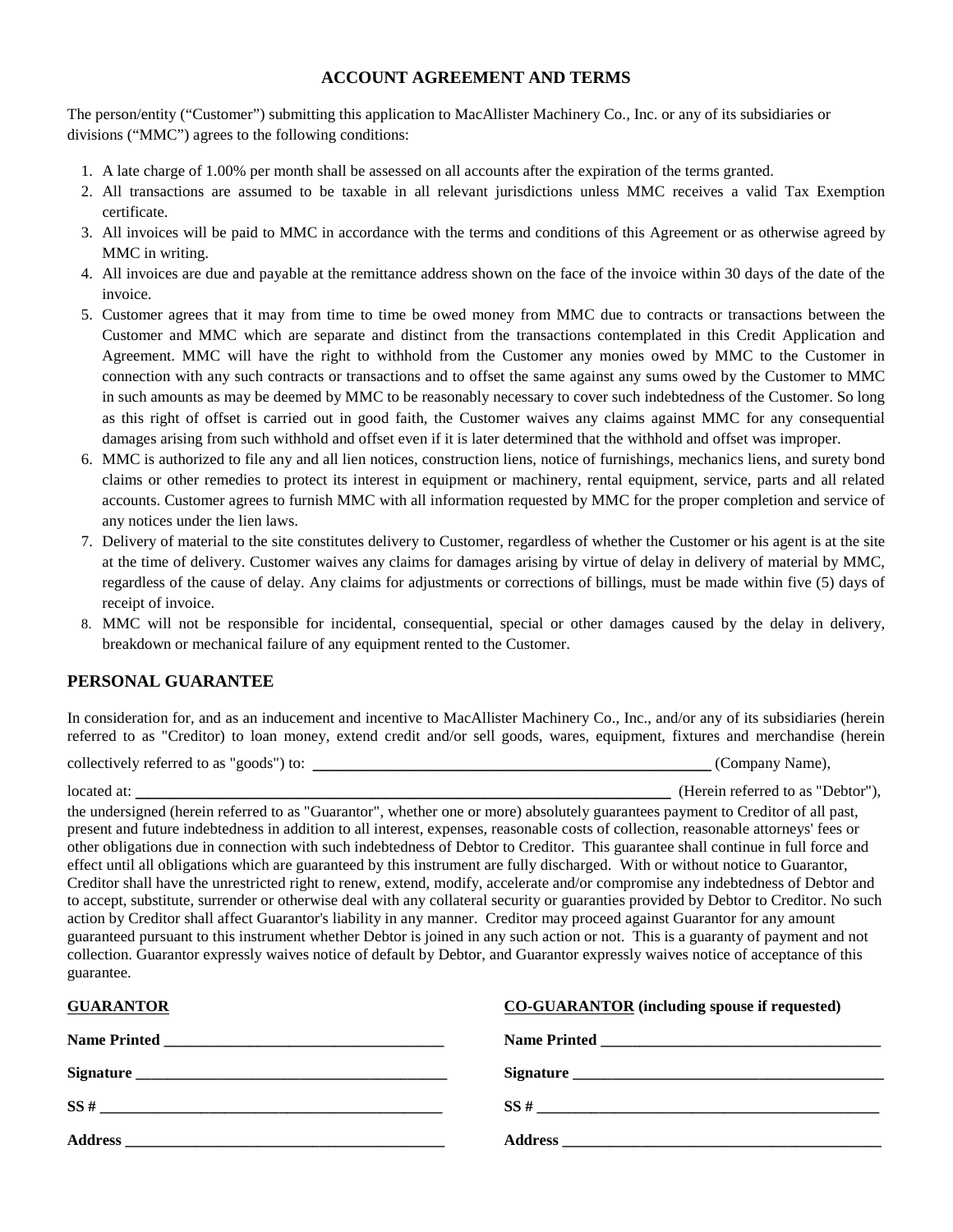## ACCOUNT AGREEMENT AND TERMS

The person/entity ("Customer") submitting this application to MacAllister Machinery Co., Inc. or any of its subsidiaries or divisions ("MMC") agrees to the following conditions:

1. A late charge of 1.00% per month shall be assessed on all accounts after the expiration of the terms granted.
2. All transactions are assumed to be taxable in all relevant jurisdictions unless MMC receives a valid Tax Exemption certificate.
3. All invoices will be paid to MMC in accordance with the terms and conditions of this Agreement or as otherwise agreed by MMC in writing.
4. All invoices are due and payable at the remittance address shown on the face of the invoice within 30 days of the date of the invoice.
5. Customer agrees that it may from time to time be owed money from MMC due to contracts or transactions between the Customer and MMC which are separate and distinct from the transactions contemplated in this Credit Application and Agreement. MMC will have the right to withhold from the Customer any monies owed by MMC to the Customer in connection with any such contracts or transactions and to offset the same against any sums owed by the Customer to MMC in such amounts as may be deemed by MMC to be reasonably necessary to cover such indebtedness of the Customer. So long as this right of offset is carried out in good faith, the Customer waives any claims against MMC for any consequential damages arising from such withhold and offset even if it is later determined that the withhold and offset was improper.
6. MMC is authorized to file any and all lien notices, construction liens, notice of furnishings, mechanics liens, and surety bond claims or other remedies to protect its interest in equipment or machinery, rental equipment, service, parts and all related accounts. Customer agrees to furnish MMC with all information requested by MMC for the proper completion and service of any notices under the lien laws.
7. Delivery of material to the site constitutes delivery to Customer, regardless of whether the Customer or his agent is at the site at the time of delivery. Customer waives any claims for damages arising by virtue of delay in delivery of material by MMC, regardless of the cause of delay. Any claims for adjustments or corrections of billings, must be made within five (5) days of receipt of invoice.
8. MMC will not be responsible for incidental, consequential, special or other damages caused by the delay in delivery, breakdown or mechanical failure of any equipment rented to the Customer.

## PERSONAL GUARANTEE

In consideration for, and as an inducement and incentive to MacAllister Machinery Co., Inc., and/or any of its subsidiaries (herein referred to as "Creditor) to loan money, extend credit and/or sell goods, wares, equipment, fixtures and merchandise (herein collectively referred to as "goods") to: ______________________________ (Company Name),

located at: ______________________________ (Herein referred to as "Debtor"),

the undersigned (herein referred to as "Guarantor", whether one or more) absolutely guarantees payment to Creditor of all past, present and future indebtedness in addition to all interest, expenses, reasonable costs of collection, reasonable attorneys' fees or other obligations due in connection with such indebtedness of Debtor to Creditor. This guarantee shall continue in full force and effect until all obligations which are guaranteed by this instrument are fully discharged. With or without notice to Guarantor, Creditor shall have the unrestricted right to renew, extend, modify, accelerate and/or compromise any indebtedness of Debtor and to accept, substitute, surrender or otherwise deal with any collateral security or guaranties provided by Debtor to Creditor. No such action by Creditor shall affect Guarantor's liability in any manner. Creditor may proceed against Guarantor for any amount guaranteed pursuant to this instrument whether Debtor is joined in any such action or not. This is a guaranty of payment and not collection. Guarantor expressly waives notice of default by Debtor, and Guarantor expressly waives notice of acceptance of this guarantee.

**GUARANTOR**

**Name Printed** ______________________________

**Signature** ______________________________

**SS #** ______________________________

**Address** ______________________________

**CO-GUARANTOR (including spouse if requested)**

**Name Printed** ______________________________

**Signature** ______________________________

**SS #** ______________________________

**Address** ______________________________